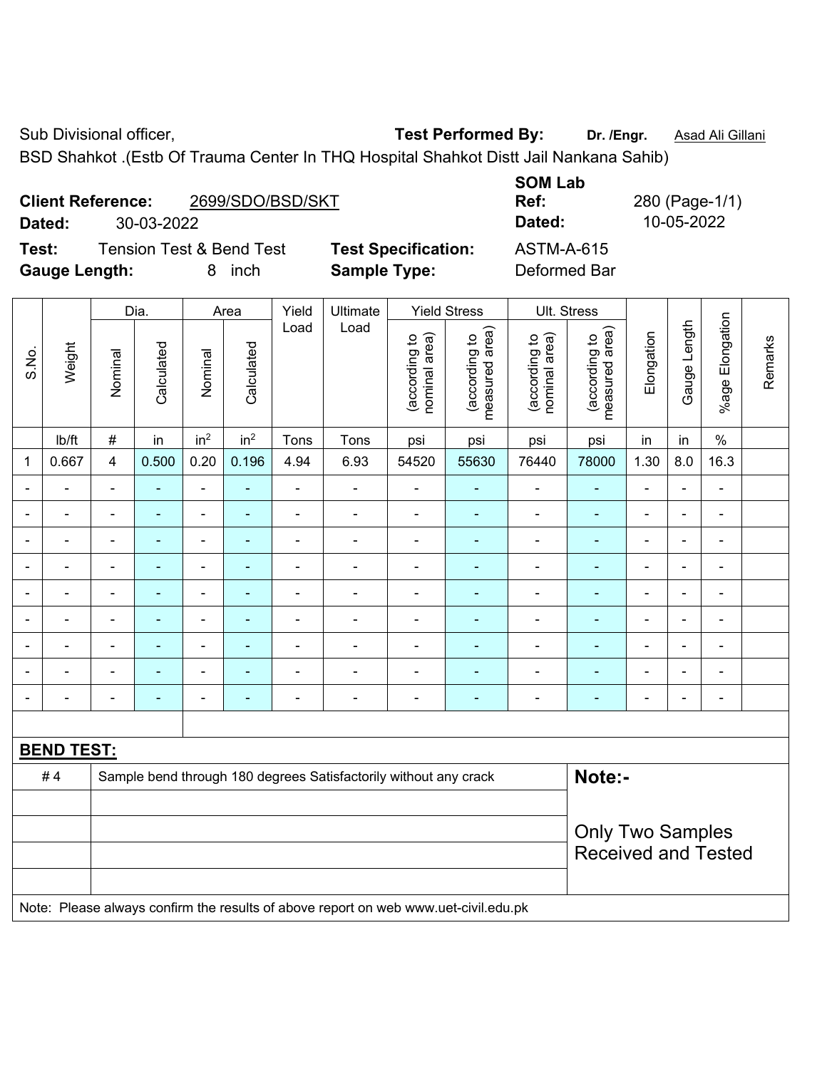Sub Divisional officer, **Test Performed By:** **Dr. /Engr.** Asad Ali Gillani

BSD Shahkot .(Estb Of Trauma Center In THQ Hospital Shahkot Distt Jail Nankana Sahib)

**Client Reference:** 2699/SDO/BSD/SKT **SOM Lab Ref:** 280 (Page-1/1)

**Dated:** 30-03-2022 **Dated:** 10-05-2022

**Test:** Tension Test & Bend Test **Test Specification:** ASTM-A-615

**Gauge Length:** 8 inch **Sample Type:** Deformed Bar

| S.No. | Weight | Dia. | | Area | | Yield Load | Ultimate Load | Yield Stress | | Ult. Stress | | Elongation | Gauge Length | %age Elongation | Remarks |
|---|---|---|---|---|---|---|---|---|---|---|---|---|---|---|---|
| | | Nominal | Calculated | Nominal | Calculated | | | (according to nominal area) | (according to measured area) | (according to nominal area) | (according to measured area) | | | | |
| | lb/ft | # | in | $in^2$ | $in^2$ | Tons | Tons | psi | psi | psi | psi | in | in | % | |
| 1 | 0.667 | 4 | 0.500 | 0.20 | 0.196 | 4.94 | 6.93 | 54520 | 55630 | 76440 | 78000 | 1.30 | 8.0 | 16.3 | |
| - | - | - | - | - | - | - | - | - | - | - | - | - | - | - | |
| - | - | - | - | - | - | - | - | - | - | - | - | - | - | - | |
| - | - | - | - | - | - | - | - | - | - | - | - | - | - | - | |
| - | - | - | - | - | - | - | - | - | - | - | - | - | - | - | |
| - | - | - | - | - | - | - | - | - | - | - | - | - | - | - | |
| - | - | - | - | - | - | - | - | - | - | - | - | - | - | - | |
| - | - | - | - | - | - | - | - | - | - | - | - | - | - | - | |
| - | - | - | - | - | - | - | - | - | - | - | - | - | - | - | |
| - | - | - | - | - | - | - | - | - | - | - | - | - | - | - | |

**BEND TEST:**

| | | |
|---|---|---|
| # 4 | Sample bend through 180 degrees Satisfactorily without any crack | **Note:-** Only Two Samples Received and Tested |

Note: Please always confirm the results of above report on web www.uet-civil.edu.pk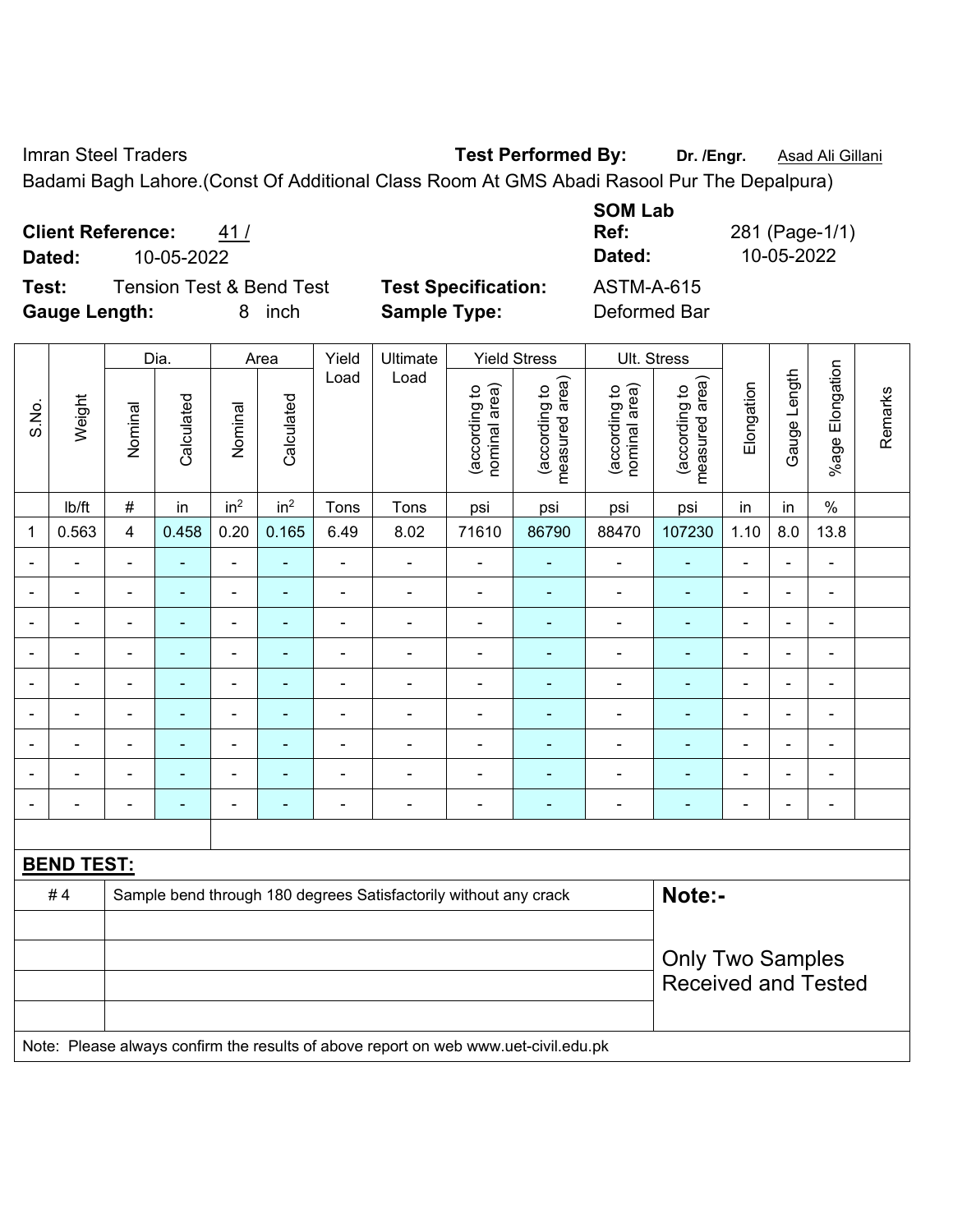Imran Steel Traders

**Test Performed By:** **Dr. /Engr.** Asad Ali Gillani

Badami Bagh Lahore.(Const Of Additional Class Room At GMS Abadi Rasool Pur The Depalpura)

**Client Reference:** 41 /

**Dated:** 10-05-2022

**SOM Lab Ref:** 281 (Page-1/1)

**Dated:** 10-05-2022

**Test:** Tension Test & Bend Test

**Test Specification:** ASTM-A-615

**Gauge Length:** 8 inch

**Sample Type:** Deformed Bar

| S.No. | Weight | Dia. | | Area | | Yield Load | Ultimate Load | Yield Stress | | Ult. Stress | | Elongation | Gauge Length | %age Elongation | Remarks |
|---|---|---|---|---|---|---|---|---|---|---|---|---|---|---|---|
| | | Nominal | Calculated | Nominal | Calculated | | | (according to nominal area) | (according to measured area) | (according to nominal area) | (according to measured area) | | | | |
| | lb/ft | # | in | $in^2$ | $in^2$ | Tons | Tons | psi | psi | psi | psi | in | in | % | |
| 1 | 0.563 | 4 | 0.458 | 0.20 | 0.165 | 6.49 | 8.02 | 71610 | 86790 | 88470 | 107230 | 1.10 | 8.0 | 13.8 | |
| - | - | - | - | - | - | - | - | - | - | - | - | - | - | - | |
| - | - | - | - | - | - | - | - | - | - | - | - | - | - | - | |
| - | - | - | - | - | - | - | - | - | - | - | - | - | - | - | |
| - | - | - | - | - | - | - | - | - | - | - | - | - | - | - | |
| - | - | - | - | - | - | - | - | - | - | - | - | - | - | - | |
| - | - | - | - | - | - | - | - | - | - | - | - | - | - | - | |
| - | - | - | - | - | - | - | - | - | - | - | - | - | - | - | |
| - | - | - | - | - | - | - | - | - | - | - | - | - | - | - | |
| - | - | - | - | - | - | - | - | - | - | - | - | - | - | - | |

**BEND TEST:**

| | | |
|---|---|---|
| # 4 | Sample bend through 180 degrees Satisfactorily without any crack | **Note:-** |
| | | Only Two Samples Received and Tested |
| | | |
| | | |
| | | |

Note: Please always confirm the results of above report on web www.uet-civil.edu.pk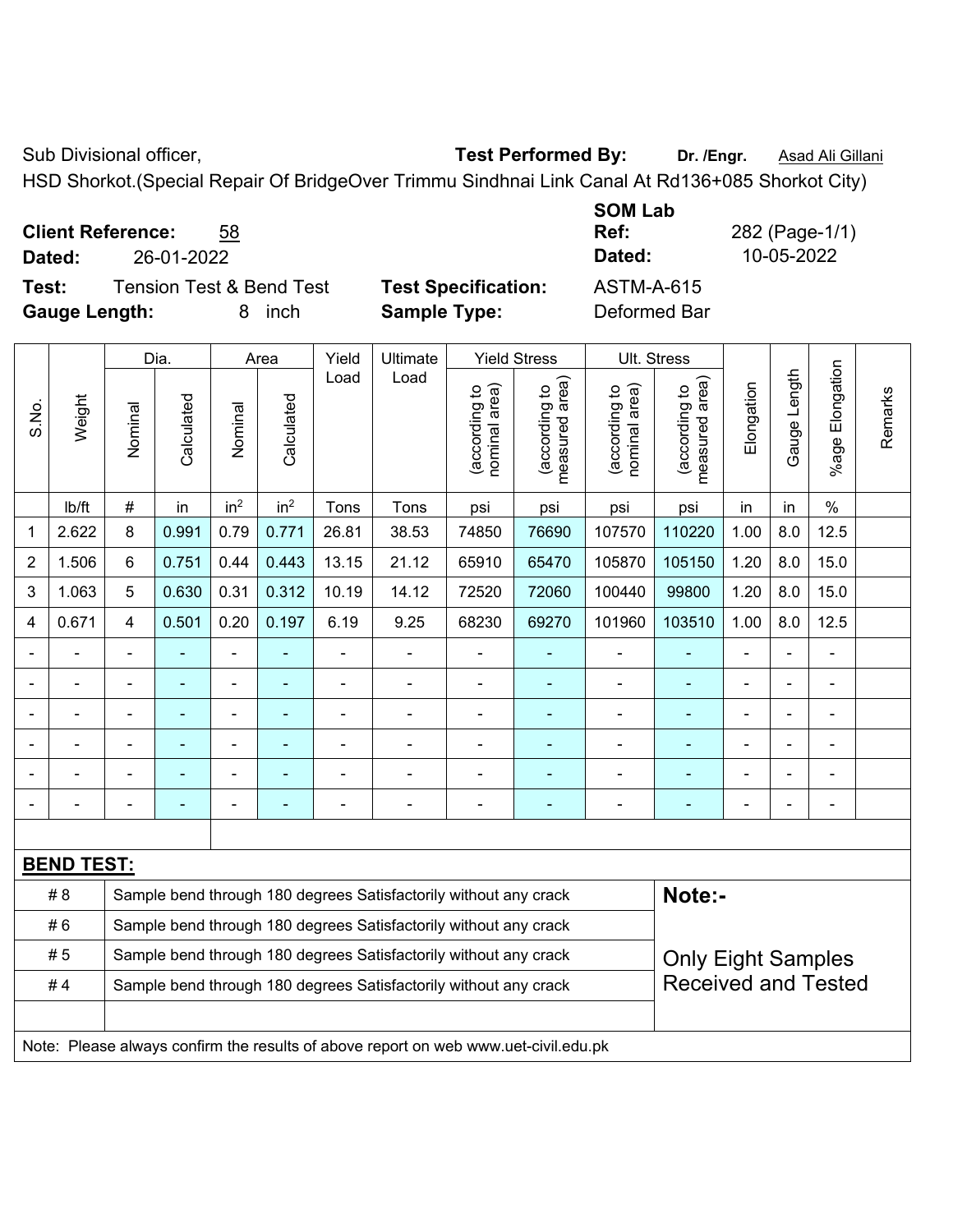Sub Divisional officer, **Test Performed By:** **Dr. /Engr.** Asad Ali Gillani

HSD Shorkot.(Special Repair Of BridgeOver Trimmu Sindhnai Link Canal At Rd136+085 Shorkot City)

**Client Reference:** 58 **SOM Lab Ref:** 282 (Page-1/1)

**Dated:** 26-01-2022 **Dated:** 10-05-2022

**Test:** Tension Test & Bend Test **Test Specification:** ASTM-A-615

**Gauge Length:** 8 inch **Sample Type:** Deformed Bar

| S.No. | Weight | Dia. | | Area | | Yield Load | Ultimate Load | Yield Stress | | Ult. Stress | | Elongation | Gauge Length | %age Elongation | Remarks |
|---|---|---|---|---|---|---|---|---|---|---|---|---|---|---|---|
| | | Nominal | Calculated | Nominal | Calculated | | | (according to nominal area) | (according to measured area) | (according to nominal area) | (according to measured area) | | | | |
| | lb/ft | # | in | $in^2$ | $in^2$ | Tons | Tons | psi | psi | psi | psi | in | in | % | |
| 1 | 2.622 | 8 | 0.991 | 0.79 | 0.771 | 26.81 | 38.53 | 74850 | 76690 | 107570 | 110220 | 1.00 | 8.0 | 12.5 | |
| 2 | 1.506 | 6 | 0.751 | 0.44 | 0.443 | 13.15 | 21.12 | 65910 | 65470 | 105870 | 105150 | 1.20 | 8.0 | 15.0 | |
| 3 | 1.063 | 5 | 0.630 | 0.31 | 0.312 | 10.19 | 14.12 | 72520 | 72060 | 100440 | 99800 | 1.20 | 8.0 | 15.0 | |
| 4 | 0.671 | 4 | 0.501 | 0.20 | 0.197 | 6.19 | 9.25 | 68230 | 69270 | 101960 | 103510 | 1.00 | 8.0 | 12.5 | |
| - | - | - | - | - | - | - | - | - | - | - | - | - | - | - | |
| - | - | - | - | - | - | - | - | - | - | - | - | - | - | - | |
| - | - | - | - | - | - | - | - | - | - | - | - | - | - | - | |
| - | - | - | - | - | - | - | - | - | - | - | - | - | - | - | |
| - | - | - | - | - | - | - | - | - | - | - | - | - | - | - | |
| - | - | - | - | - | - | - | - | - | - | - | - | - | - | - | |

**BEND TEST:**

| | | |
|---|---|---|
| # 8 | Sample bend through 180 degrees Satisfactorily without any crack | **Note:-** |
| # 6 | Sample bend through 180 degrees Satisfactorily without any crack | |
| # 5 | Sample bend through 180 degrees Satisfactorily without any crack | Only Eight Samples Received and Tested |
| # 4 | Sample bend through 180 degrees Satisfactorily without any crack | |

Note: Please always confirm the results of above report on web www.uet-civil.edu.pk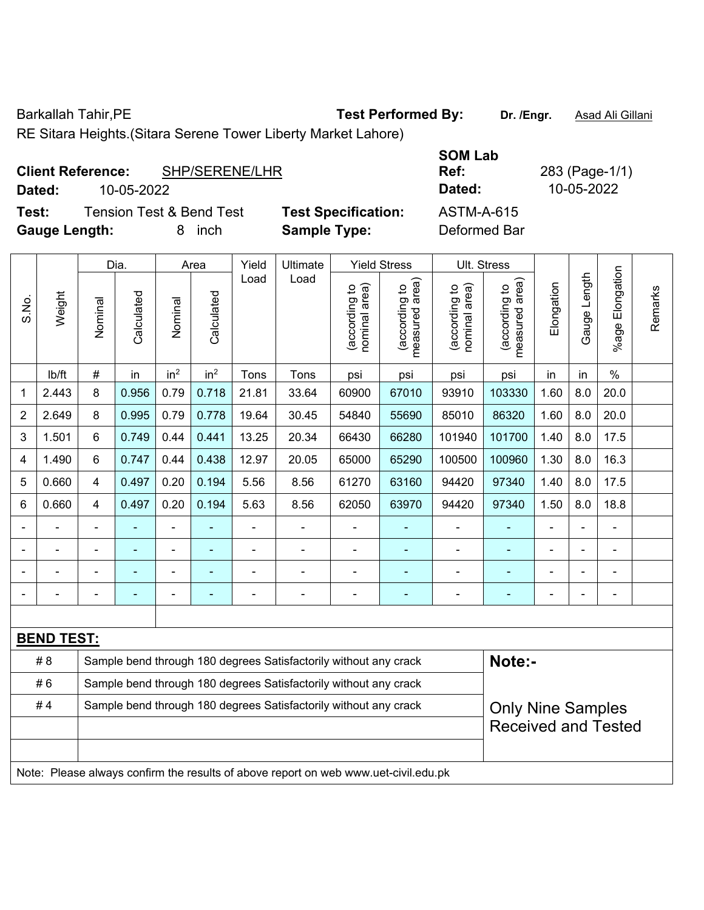Barkallah Tahir,PE **Test Performed By:** **Dr. /Engr.** Asad Ali Gillani

RE Sitara Heights.(Sitara Serene Tower Liberty Market Lahore)

**Client Reference:** SHP/SERENE/LHR **SOM Lab Ref:** 283 (Page-1/1)

**Dated:** 10-05-2022 **Dated:** 10-05-2022

**Test:** Tension Test & Bend Test **Test Specification:** ASTM-A-615

**Gauge Length:** 8 inch **Sample Type:** Deformed Bar

| S.No. | Weight | Dia. | | Area | | Yield Load | Ultimate Load | Yield Stress | | Ult. Stress | | Elongation | Gauge Length | %age Elongation | Remarks |
|---|---|---|---|---|---|---|---|---|---|---|---|---|---|---|---|
| | | Nominal | Calculated | Nominal | Calculated | | | (according to nominal area) | (according to measured area) | (according to nominal area) | (according to measured area) | | | | |
| | lb/ft | # | in | in$^2$ | in$^2$ | Tons | Tons | psi | psi | psi | psi | in | in | % | |
| 1 | 2.443 | 8 | 0.956 | 0.79 | 0.718 | 21.81 | 33.64 | 60900 | 67010 | 93910 | 103330 | 1.60 | 8.0 | 20.0 | |
| 2 | 2.649 | 8 | 0.995 | 0.79 | 0.778 | 19.64 | 30.45 | 54840 | 55690 | 85010 | 86320 | 1.60 | 8.0 | 20.0 | |
| 3 | 1.501 | 6 | 0.749 | 0.44 | 0.441 | 13.25 | 20.34 | 66430 | 66280 | 101940 | 101700 | 1.40 | 8.0 | 17.5 | |
| 4 | 1.490 | 6 | 0.747 | 0.44 | 0.438 | 12.97 | 20.05 | 65000 | 65290 | 100500 | 100960 | 1.30 | 8.0 | 16.3 | |
| 5 | 0.660 | 4 | 0.497 | 0.20 | 0.194 | 5.56 | 8.56 | 61270 | 63160 | 94420 | 97340 | 1.40 | 8.0 | 17.5 | |
| 6 | 0.660 | 4 | 0.497 | 0.20 | 0.194 | 5.63 | 8.56 | 62050 | 63970 | 94420 | 97340 | 1.50 | 8.0 | 18.8 | |
| - | - | - | - | - | - | - | - | - | - | - | - | - | - | - | |
| - | - | - | - | - | - | - | - | - | - | - | - | - | - | - | |
| - | - | - | - | - | - | - | - | - | - | - | - | - | - | - | |
| - | - | - | - | - | - | - | - | - | - | - | - | - | - | - | |

**BEND TEST:**

| | | |
|---|---|---|
| # 8 | Sample bend through 180 degrees Satisfactorily without any crack | **Note:-** |
| # 6 | Sample bend through 180 degrees Satisfactorily without any crack | |
| # 4 | Sample bend through 180 degrees Satisfactorily without any crack | Only Nine Samples Received and Tested |

Note: Please always confirm the results of above report on web www.uet-civil.edu.pk